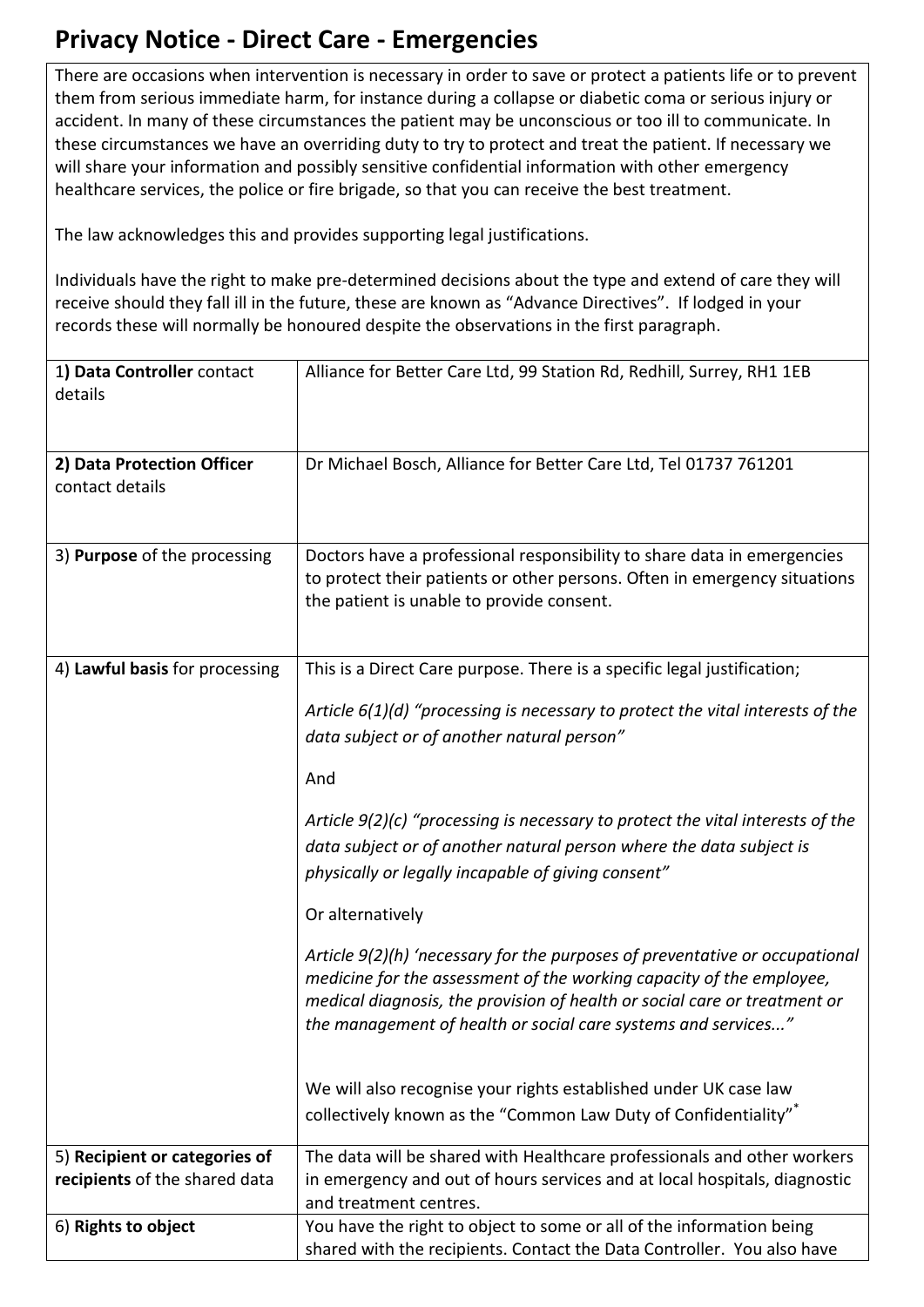# Privacy Notice - Direct Care - Emergencies

There are occasions when intervention is necessary in order to save or protect a patients life or to prevent them from serious immediate harm, for instance during a collapse or diabetic coma or serious injury or accident. In many of these circumstances the patient may be unconscious or too ill to communicate. In these circumstances we have an overriding duty to try to protect and treat the patient. If necessary we will share your information and possibly sensitive confidential information with other emergency healthcare services, the police or fire brigade, so that you can receive the best treatment.

The law acknowledges this and provides supporting legal justifications.

Individuals have the right to make pre-determined decisions about the type and extend of care they will receive should they fall ill in the future, these are known as "Advance Directives". If lodged in your records these will normally be honoured despite the observations in the first paragraph.

| | |
|---|---|
| 1**) Data Controller** contact details | Alliance for Better Care Ltd, 99 Station Rd, Redhill, Surrey, RH1 1EB |
| **2) Data Protection Officer** contact details | Dr Michael Bosch, Alliance for Better Care Ltd, Tel 01737 761201 |
| 3) **Purpose** of the processing | Doctors have a professional responsibility to share data in emergencies to protect their patients or other persons. Often in emergency situations the patient is unable to provide consent. |
| 4) **Lawful basis** for processing | This is a Direct Care purpose. There is a specific legal justification;<br><br>*Article 6(1)(d) "processing is necessary to protect the vital interests of the data subject or of another natural person"*<br><br>And<br><br>*Article 9(2)(c) "processing is necessary to protect the vital interests of the data subject or of another natural person where the data subject is physically or legally incapable of giving consent"*<br><br>Or alternatively<br><br>*Article 9(2)(h) 'necessary for the purposes of preventative or occupational medicine for the assessment of the working capacity of the employee, medical diagnosis, the provision of health or social care or treatment or the management of health or social care systems and services..."*<br><br>We will also recognise your rights established under UK case law collectively known as the "Common Law Duty of Confidentiality"* |
| 5) **Recipient or categories of recipients** of the shared data | The data will be shared with Healthcare professionals and other workers in emergency and out of hours services and at local hospitals, diagnostic and treatment centres. |
| 6) **Rights to object** | You have the right to object to some or all of the information being shared with the recipients. Contact the Data Controller. You also have |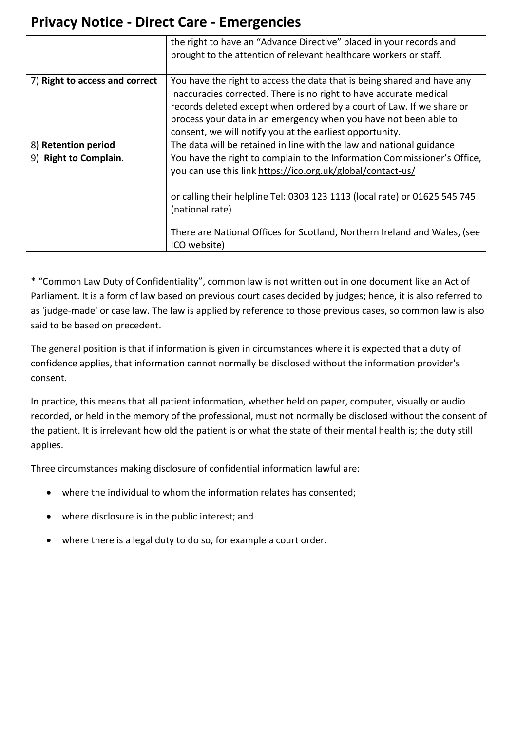# Privacy Notice - Direct Care - Emergencies

| | |
|---|---|
| | the right to have an "Advance Directive" placed in your records and brought to the attention of relevant healthcare workers or staff. |
| 7) **Right to access and correct** | You have the right to access the data that is being shared and have any inaccuracies corrected. There is no right to have accurate medical records deleted except when ordered by a court of Law. If we share or process your data in an emergency when you have not been able to consent, we will notify you at the earliest opportunity. |
| 8**) Retention period** | The data will be retained in line with the law and national guidance |
| 9) **Right to Complain**. | You have the right to complain to the Information Commissioner's Office, you can use this link https://ico.org.uk/global/contact-us/<br><br>or calling their helpline Tel: 0303 123 1113 (local rate) or 01625 545 745 (national rate)<br><br>There are National Offices for Scotland, Northern Ireland and Wales, (see ICO website) |

* "Common Law Duty of Confidentiality", common law is not written out in one document like an Act of Parliament. It is a form of law based on previous court cases decided by judges; hence, it is also referred to as 'judge-made' or case law. The law is applied by reference to those previous cases, so common law is also said to be based on precedent.

The general position is that if information is given in circumstances where it is expected that a duty of confidence applies, that information cannot normally be disclosed without the information provider's consent.

In practice, this means that all patient information, whether held on paper, computer, visually or audio recorded, or held in the memory of the professional, must not normally be disclosed without the consent of the patient. It is irrelevant how old the patient is or what the state of their mental health is; the duty still applies.

Three circumstances making disclosure of confidential information lawful are:

- where the individual to whom the information relates has consented;
- where disclosure is in the public interest; and
- where there is a legal duty to do so, for example a court order.